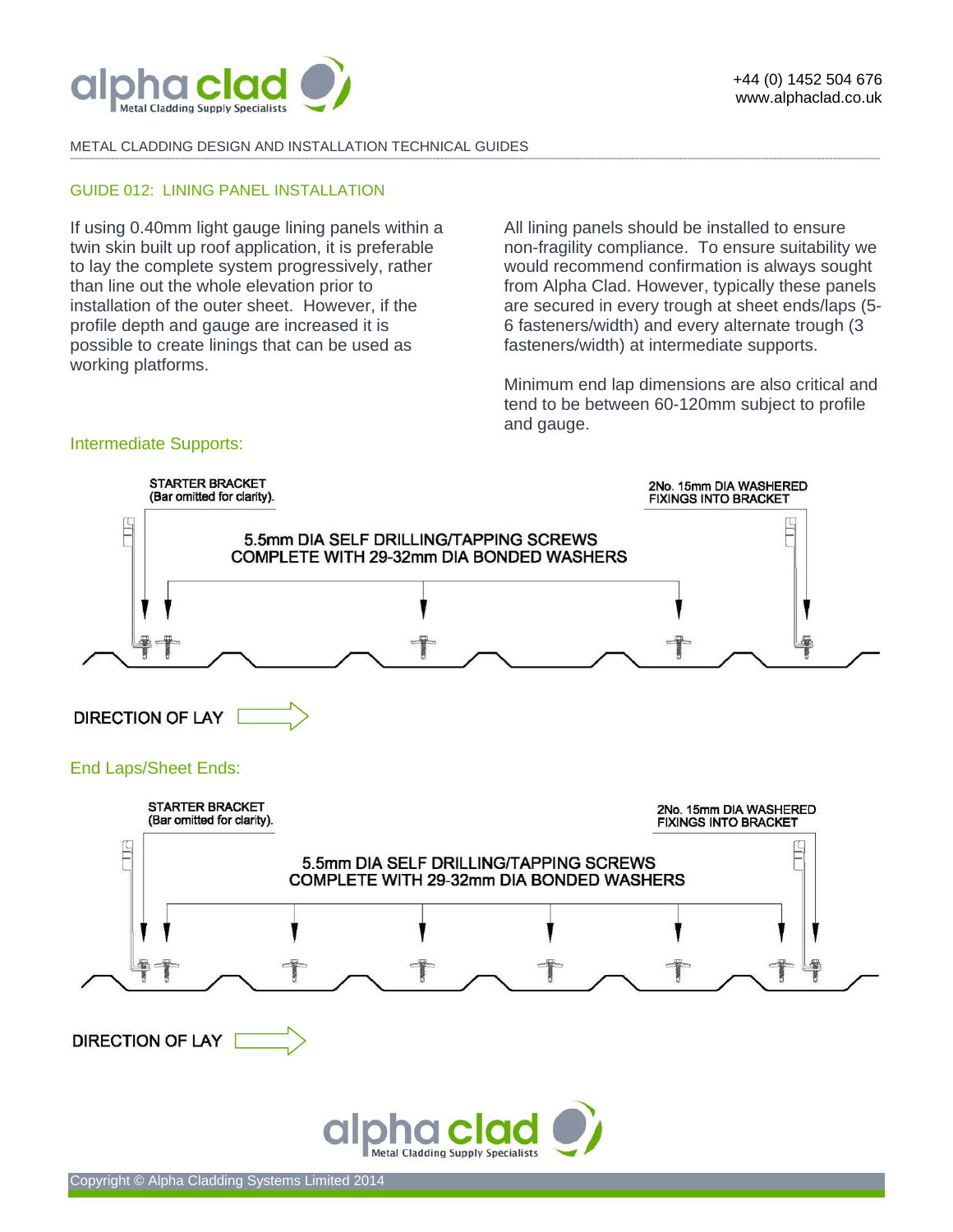METAL CLADDING DESIGN AND INSTALLATION TECHNICAL GUIDES

## GUIDE 012: LINING PANEL INSTALLATION

If using 0.40mm light gauge lining panels within a twin skin built up roof application, it is preferable to lay the complete system progressively, rather than line out the whole elevation prior to installation of the outer sheet. However, if the profile depth and gauge are increased it is possible to create linings that can be used as working platforms.

All lining panels should be installed to ensure non-fragility compliance. To ensure suitability we would recommend confirmation is always sought from Alpha Clad. However, typically these panels are secured in every trough at sheet ends/laps (5-6 fasteners/width) and every alternate trough (3 fasteners/width) at intermediate supports.

Minimum end lap dimensions are also critical and tend to be between 60-120mm subject to profile and gauge.

### Intermediate Supports:

STARTER BRACKET (Bar omitted for clarity).

2No. 15mm DIA WASHERED FIXINGS INTO BRACKET

5.5mm DIA SELF DRILLING/TAPPING SCREWS COMPLETE WITH 29-32mm DIA BONDED WASHERS

DIRECTION OF LAY

### End Laps/Sheet Ends:

STARTER BRACKET (Bar omitted for clarity).

2No. 15mm DIA WASHERED FIXINGS INTO BRACKET

5.5mm DIA SELF DRILLING/TAPPING SCREWS COMPLETE WITH 29-32mm DIA BONDED WASHERS

DIRECTION OF LAY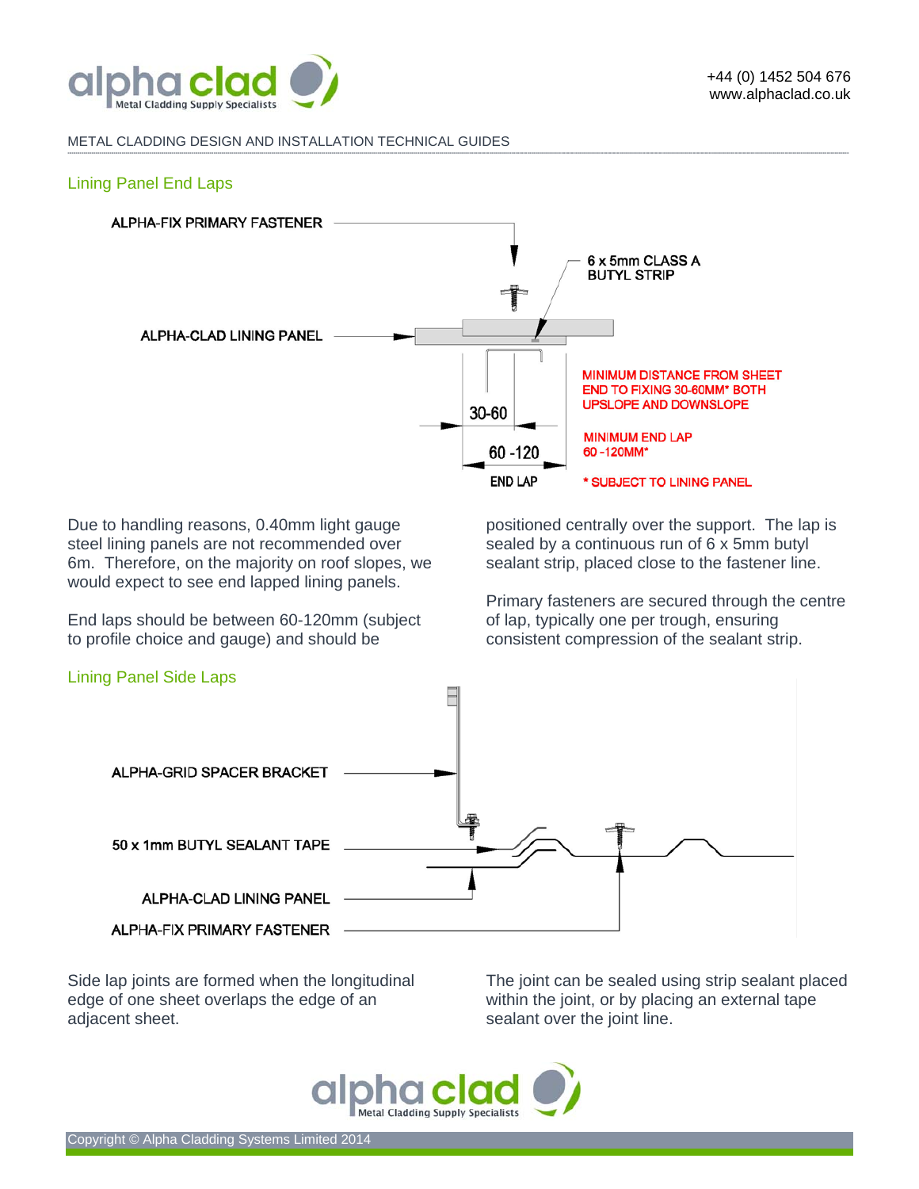METAL CLADDING DESIGN AND INSTALLATION TECHNICAL GUIDES

## Lining Panel End Laps

ALPHA-FIX PRIMARY FASTENER

6 x 5mm CLASS A BUTYL STRIP

ALPHA-CLAD LINING PANEL

MINIMUM DISTANCE FROM SHEET END TO FIXING 30-60MM* BOTH UPSLOPE AND DOWNSLOPE

30-60

MINIMUM END LAP 60 -120MM*

60 -120

END LAP

* SUBJECT TO LINING PANEL

Due to handling reasons, 0.40mm light gauge steel lining panels are not recommended over 6m. Therefore, on the majority on roof slopes, we would expect to see end lapped lining panels.

End laps should be between 60-120mm (subject to profile choice and gauge) and should be positioned centrally over the support. The lap is sealed by a continuous run of 6 x 5mm butyl sealant strip, placed close to the fastener line.

Primary fasteners are secured through the centre of lap, typically one per trough, ensuring consistent compression of the sealant strip.

## Lining Panel Side Laps

ALPHA-GRID SPACER BRACKET

50 x 1mm BUTYL SEALANT TAPE

ALPHA-CLAD LINING PANEL

ALPHA-FIX PRIMARY FASTENER

Side lap joints are formed when the longitudinal edge of one sheet overlaps the edge of an adjacent sheet.

The joint can be sealed using strip sealant placed within the joint, or by placing an external tape sealant over the joint line.

Copyright © Alpha Cladding Systems Limited 2014